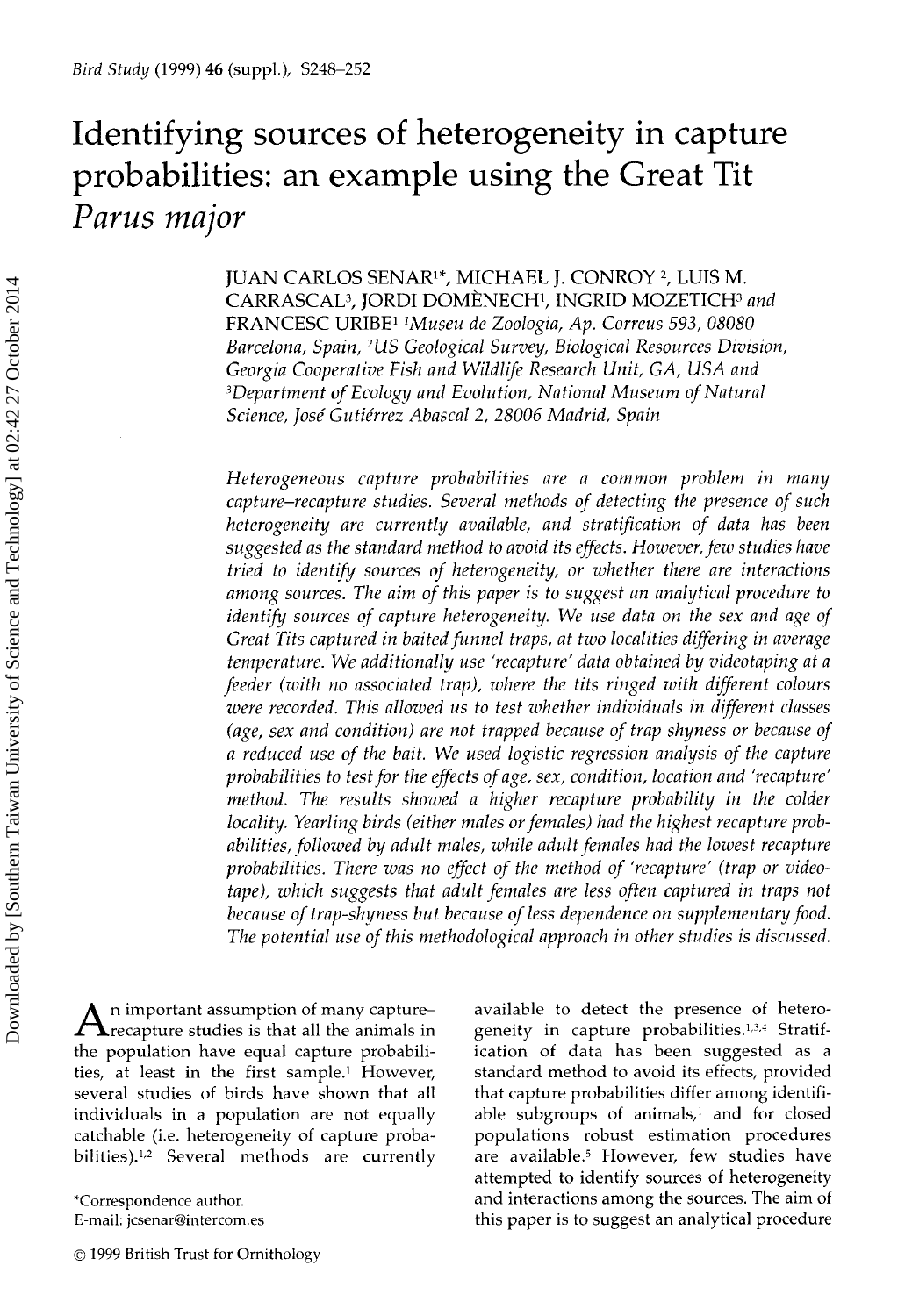# Identifying sources of heterogeneity in capture probabilities: an example using the Great Tit *Parus major*

JUAN CARLOS SENAR[1*], MICHAEL J. CONROY [2], LUIS M. CARRASCAL[3], JORDI DOMÈNECH[1], INGRID MOZETICH[3] and FRANCESC URIBE[1] [1]*Museu de Zoologia, Ap. Correus 593, 08080 Barcelona, Spain,* [2]*US Geological Survey, Biological Resources Division, Georgia Cooperative Fish and Wildlife Research Unit, GA, USA and* [3]*Department of Ecology and Evolution, National Museum of Natural Science, José Gutiérrez Abascal 2, 28006 Madrid, Spain*

*Heterogeneous capture probabilities are a common problem in many capture–recapture studies. Several methods of detecting the presence of such heterogeneity are currently available, and stratification of data has been suggested as the standard method to avoid its effects. However, few studies have tried to identify sources of heterogeneity, or whether there are interactions among sources. The aim of this paper is to suggest an analytical procedure to identify sources of capture heterogeneity. We use data on the sex and age of Great Tits captured in baited funnel traps, at two localities differing in average temperature. We additionally use 'recapture' data obtained by videotaping at a feeder (with no associated trap), where the tits ringed with different colours were recorded. This allowed us to test whether individuals in different classes (age, sex and condition) are not trapped because of trap shyness or because of a reduced use of the bait. We used logistic regression analysis of the capture probabilities to test for the effects of age, sex, condition, location and 'recapture' method. The results showed a higher recapture probability in the colder locality. Yearling birds (either males or females) had the highest recapture probabilities, followed by adult males, while adult females had the lowest recapture probabilities. There was no effect of the method of 'recapture' (trap or videotape), which suggests that adult females are less often captured in traps not because of trap-shyness but because of less dependence on supplementary food. The potential use of this methodological approach in other studies is discussed.*

An important assumption of many capture–recapture studies is that all the animals in the population have equal capture probabilities, at least in the first sample.[1] However, several studies of birds have shown that all individuals in a population are not equally catchable (i.e. heterogeneity of capture probabilities).[1,2] Several methods are currently available to detect the presence of heterogeneity in capture probabilities.[1,3,4] Stratification of data has been suggested as a standard method to avoid its effects, provided that capture probabilities differ among identifiable subgroups of animals,[1] and for closed populations robust estimation procedures are available.[5] However, few studies have attempted to identify sources of heterogeneity and interactions among the sources. The aim of this paper is to suggest an analytical procedure

*Correspondence author.
E-mail: jcsenar@intercom.es

© 1999 British Trust for Ornithology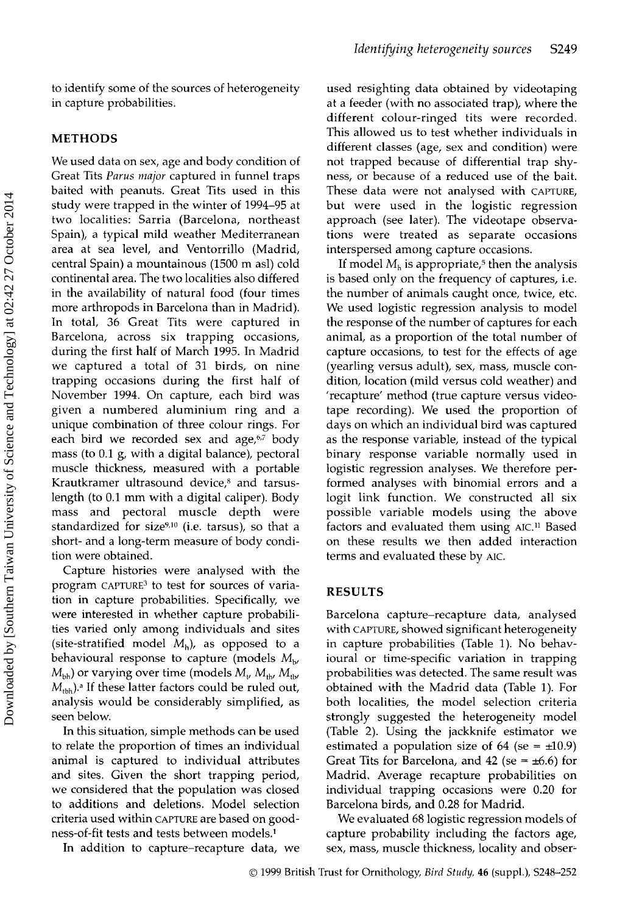to identify some of the sources of heterogeneity in capture probabilities.

## METHODS

We used data on sex, age and body condition of Great Tits *Parus major* captured in funnel traps baited with peanuts. Great Tits used in this study were trapped in the winter of 1994–95 at two localities: Sarria (Barcelona, northeast Spain), a typical mild weather Mediterranean area at sea level, and Ventorrillo (Madrid, central Spain) a mountainous (1500 m asl) cold continental area. The two localities also differed in the availability of natural food (four times more arthropods in Barcelona than in Madrid). In total, 36 Great Tits were captured in Barcelona, across six trapping occasions, during the first half of March 1995. In Madrid we captured a total of 31 birds, on nine trapping occasions during the first half of November 1994. On capture, each bird was given a numbered aluminium ring and a unique combination of three colour rings. For each bird we recorded sex and age,[6,7] body mass (to 0.1 g, with a digital balance), pectoral muscle thickness, measured with a portable Krautkramer ultrasound device,[8] and tarsus-length (to 0.1 mm with a digital caliper). Body mass and pectoral muscle depth were standardized for size[9,10] (i.e. tarsus), so that a short- and a long-term measure of body condition were obtained.

Capture histories were analysed with the program CAPTURE[3] to test for sources of variation in capture probabilities. Specifically, we were interested in whether capture probabilities varied only among individuals and sites (site-stratified model $M_h$), as opposed to a behavioural response to capture (models $M_b$, $M_{bh}$) or varying over time (models $M_t$, $M_{th}$, $M_{tb}$, $M_{tbh}$).[a] If these latter factors could be ruled out, analysis would be considerably simplified, as seen below.

In this situation, simple methods can be used to relate the proportion of times an individual animal is captured to individual attributes and sites. Given the short trapping period, we considered that the population was closed to additions and deletions. Model selection criteria used within CAPTURE are based on goodness-of-fit tests and tests between models.[1]

In addition to capture–recapture data, we used resighting data obtained by videotaping at a feeder (with no associated trap), where the different colour-ringed tits were recorded. This allowed us to test whether individuals in different classes (age, sex and condition) were not trapped because of differential trap shyness, or because of a reduced use of the bait. These data were not analysed with CAPTURE, but were used in the logistic regression approach (see later). The videotape observations were treated as separate occasions interspersed among capture occasions.

If model $M_h$ is appropriate,[5] then the analysis is based only on the frequency of captures, i.e. the number of animals caught once, twice, etc. We used logistic regression analysis to model the response of the number of captures for each animal, as a proportion of the total number of capture occasions, to test for the effects of age (yearling versus adult), sex, mass, muscle condition, location (mild versus cold weather) and 'recapture' method (true capture versus videotape recording). We used the proportion of days on which an individual bird was captured as the response variable, instead of the typical binary response variable normally used in logistic regression analyses. We therefore performed analyses with binomial errors and a logit link function. We constructed all six possible variable models using the above factors and evaluated them using AIC.[11] Based on these results we then added interaction terms and evaluated these by AIC.

## RESULTS

Barcelona capture–recapture data, analysed with CAPTURE, showed significant heterogeneity in capture probabilities (Table 1). No behavioural or time-specific variation in trapping probabilities was detected. The same result was obtained with the Madrid data (Table 1). For both localities, the model selection criteria strongly suggested the heterogeneity model (Table 2). Using the jackknife estimator we estimated a population size of 64 (se = ±10.9) Great Tits for Barcelona, and 42 (se = ±6.6) for Madrid. Average recapture probabilities on individual trapping occasions were 0.20 for Barcelona birds, and 0.28 for Madrid.

We evaluated 68 logistic regression models of capture probability including the factors age, sex, mass, muscle thickness, locality and obser-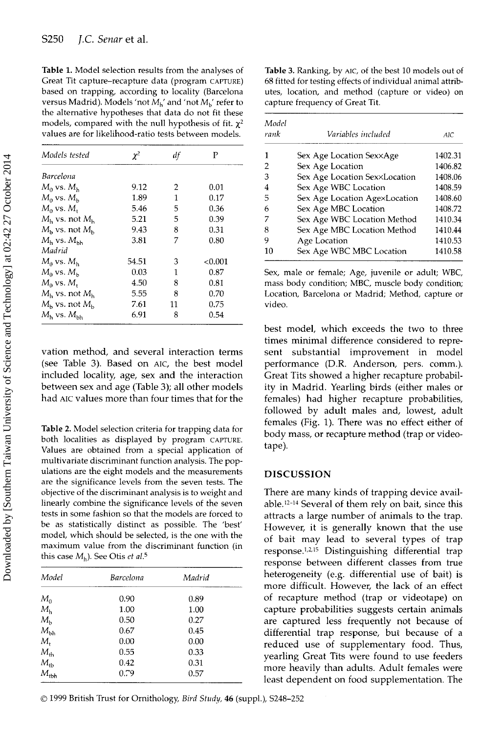**Table 1.** Model selection results from the analyses of Great Tit capture–recapture data (program CAPTURE) based on trapping, according to locality (Barcelona versus Madrid). Models 'not $M_h$' and 'not $M_b$' refer to the alternative hypotheses that data do not fit these models, compared with the null hypothesis of fit. $\chi^2$ values are for likelihood-ratio tests between models.

| Models tested | $\chi^2$ | *df* | P |
|---|---|---|---|
| *Barcelona* | | | |
| $M_0$ vs. $M_h$ | 9.12 | 2 | 0.01 |
| $M_0$ vs. $M_b$ | 1.89 | 1 | 0.17 |
| $M_0$ vs. $M_t$ | 5.46 | 5 | 0.36 |
| $M_h$ vs. not $M_h$ | 5.21 | 5 | 0.39 |
| $M_b$ vs. not $M_b$ | 9.43 | 8 | 0.31 |
| $M_h$ vs. $M_{bh}$ | 3.81 | 7 | 0.80 |
| *Madrid* | | | |
| $M_0$ vs. $M_h$ | 54.51 | 3 | <0.001 |
| $M_0$ vs. $M_b$ | 0.03 | 1 | 0.87 |
| $M_0$ vs. $M_t$ | 4.50 | 8 | 0.81 |
| $M_h$ vs. not $M_h$ | 5.55 | 8 | 0.70 |
| $M_b$ vs. not $M_b$ | 7.61 | 11 | 0.75 |
| $M_h$ vs. $M_{bh}$ | 6.91 | 8 | 0.54 |

vation method, and several interaction terms (see Table 3). Based on AIC, the best model included locality, age, sex and the interaction between sex and age (Table 3); all other models had AIC values more than four times that for the best model, which exceeds the two to three times minimal difference considered to represent substantial improvement in model performance (D.R. Anderson, pers. comm.). Great Tits showed a higher recapture probability in Madrid. Yearling birds (either males or females) had higher recapture probabilities, followed by adult males and, lowest, adult females (Fig. 1). There was no effect either of body mass, or recapture method (trap or videotape).

**Table 2.** Model selection criteria for trapping data for both localities as displayed by program CAPTURE. Values are obtained from a special application of multivariate discriminant function analysis. The populations are the eight models and the measurements are the significance levels from the seven tests. The objective of the discriminant analysis is to weight and linearly combine the significance levels of the seven tests in some fashion so that the models are forced to be as statistically distinct as possible. The 'best' model, which should be selected, is the one with the maximum value from the discriminant function (in this case $M_h$). See Otis *et al.*[5]

| Model | Barcelona | Madrid |
|---|---|---|
| $M_0$ | 0.90 | 0.89 |
| $M_h$ | 1.00 | 1.00 |
| $M_b$ | 0.50 | 0.27 |
| $M_{bh}$ | 0.67 | 0.45 |
| $M_t$ | 0.00 | 0.00 |
| $M_{th}$ | 0.55 | 0.33 |
| $M_{tb}$ | 0.42 | 0.31 |
| $M_{tbh}$ | 0.79 | 0.57 |

**Table 3.** Ranking, by AIC, of the best 10 models out of 68 fitted for testing effects of individual animal attributes, location, and method (capture or video) on capture frequency of Great Tit.

| Model rank | Variables included | AIC |
|---|---|---|
| 1 | Sex Age Location Sex×Age | 1402.31 |
| 2 | Sex Age Location | 1406.82 |
| 3 | Sex Age Location Sex×Location | 1408.06 |
| 4 | Sex Age WBC Location | 1408.59 |
| 5 | Sex Age Location Age×Location | 1408.60 |
| 6 | Sex Age MBC Location | 1408.72 |
| 7 | Sex Age WBC Location Method | 1410.34 |
| 8 | Sex Age MBC Location Method | 1410.44 |
| 9 | Age Location | 1410.53 |
| 10 | Sex Age WBC MBC Location | 1410.58 |

Sex, male or female; Age, juvenile or adult; WBC, mass body condition; MBC, muscle body condition; Location, Barcelona or Madrid; Method, capture or video.

## DISCUSSION

There are many kinds of trapping device available.[12–14] Several of them rely on bait, since this attracts a large number of animals to the trap. However, it is generally known that the use of bait may lead to several types of trap response.[1,2,15] Distinguishing differential trap response between different classes from true heterogeneity (e.g. differential use of bait) is more difficult. However, the lack of an effect of recapture method (trap or videotape) on capture probabilities suggests certain animals are captured less frequently not because of differential trap response, but because of a reduced use of supplementary food. Thus, yearling Great Tits were found to use feeders more heavily than adults. Adult females were least dependent on food supplementation. The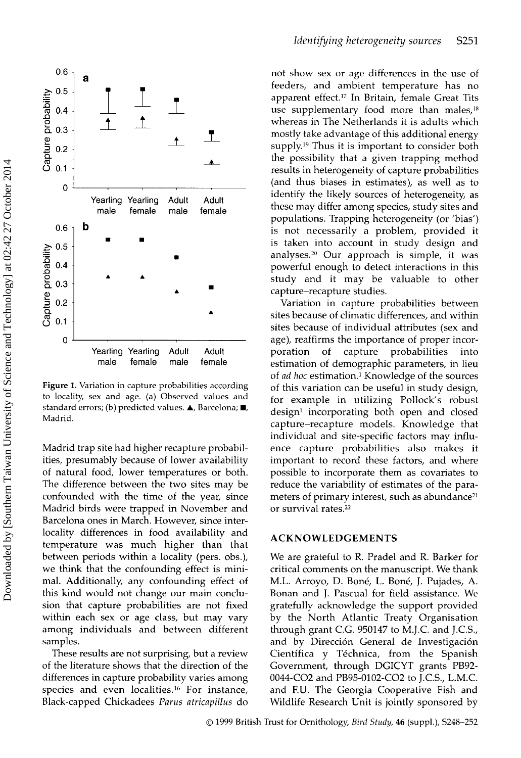Figure 1. Variation in capture probabilities according to locality, sex and age. (a) Observed values and standard errors; (b) predicted values. ▲, Barcelona; ■, Madrid.

Madrid trap site had higher recapture probabilities, presumably because of lower availability of natural food, lower temperatures or both. The difference between the two sites may be confounded with the time of the year, since Madrid birds were trapped in November and Barcelona ones in March. However, since interlocality differences in food availability and temperature was much higher than that between periods within a locality (pers. obs.), we think that the confounding effect is minimal. Additionally, any confounding effect of this kind would not change our main conclusion that capture probabilities are not fixed within each sex or age class, but may vary among individuals and between different samples.

These results are not surprising, but a review of the literature shows that the direction of the differences in capture probability varies among species and even localities.[16] For instance, Black-capped Chickadees *Parus atricapillus* do not show sex or age differences in the use of feeders, and ambient temperature has no apparent effect.[17] In Britain, female Great Tits use supplementary food more than males,[18] whereas in The Netherlands it is adults which mostly take advantage of this additional energy supply.[19] Thus it is important to consider both the possibility that a given trapping method results in heterogeneity of capture probabilities (and thus biases in estimates), as well as to identify the likely sources of heterogeneity, as these may differ among species, study sites and populations. Trapping heterogeneity (or 'bias') is not necessarily a problem, provided it is taken into account in study design and analyses.[20] Our approach is simple, it was powerful enough to detect interactions in this study and it may be valuable to other capture–recapture studies.

Variation in capture probabilities between sites because of climatic differences, and within sites because of individual attributes (sex and age), reaffirms the importance of proper incorporation of capture probabilities into estimation of demographic parameters, in lieu of *ad hoc* estimation.[1] Knowledge of the sources of this variation can be useful in study design, for example in utilizing Pollock's robust design[1] incorporating both open and closed capture–recapture models. Knowledge that individual and site-specific factors may influence capture probabilities also makes it important to record these factors, and where possible to incorporate them as covariates to reduce the variability of estimates of the parameters of primary interest, such as abundance[21] or survival rates.[22]

## ACKNOWLEDGEMENTS

We are grateful to R. Pradel and R. Barker for critical comments on the manuscript. We thank M.L. Arroyo, D. Boné, L. Boné, J. Pujades, A. Bonan and J. Pascual for field assistance. We gratefully acknowledge the support provided by the North Atlantic Treaty Organisation through grant C.G. 950147 to M.J.C. and J.C.S., and by Dirección General de Investigación Científica y Téchnica, from the Spanish Government, through DGICYT grants PB92-0044-CO2 and PB95-0102-CO2 to J.C.S., L.M.C. and F.U. The Georgia Cooperative Fish and Wildlife Research Unit is jointly sponsored by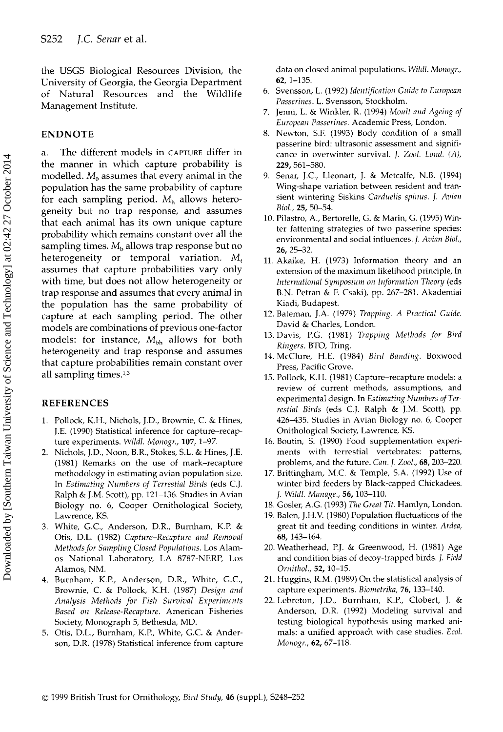the USGS Biological Resources Division, the University of Georgia, the Georgia Department of Natural Resources and the Wildlife Management Institute.

## ENDNOTE

a. The different models in CAPTURE differ in the manner in which capture probability is modelled. $M_0$ assumes that every animal in the population has the same probability of capture for each sampling period. $M_h$ allows heterogeneity but no trap response, and assumes that each animal has its own unique capture probability which remains constant over all the sampling times. $M_b$ allows trap response but no heterogeneity or temporal variation. $M_t$ assumes that capture probabilities vary only with time, but does not allow heterogeneity or trap response and assumes that every animal in the population has the same probability of capture at each sampling period. The other models are combinations of previous one-factor models: for instance, $M_{bh}$ allows for both heterogeneity and trap response and assumes that capture probabilities remain constant over all sampling times.[1,3]

## REFERENCES

1. Pollock, K.H., Nichols, J.D., Brownie, C. & Hines, J.E. (1990) Statistical inference for capture–recapture experiments. *Wildl. Monogr.*, **107**, 1–97.
2. Nichols, J.D., Noon, B.R., Stokes, S.L. & Hines, J.E. (1981) Remarks on the use of mark–recapture methodology in estimating avian population size. In *Estimating Numbers of Terrestial Birds* (eds C.J. Ralph & J.M. Scott), pp. 121–136. Studies in Avian Biology no. 6, Cooper Ornithological Society, Lawrence, KS.
3. White, G.C., Anderson, D.R., Burnham, K.P. & Otis, D.L. (1982) *Capture–Recapture and Removal Methods for Sampling Closed Populations*. Los Alamos National Laboratory, LA 8787-NERP, Los Alamos, NM.
4. Burnham, K.P., Anderson, D.R., White, G.C., Brownie, C. & Pollock, K.H. (1987) *Design and Analysis Methods for Fish Survival Experiments Based on Release-Recapture*. American Fisheries Society, Monograph 5, Bethesda, MD.
5. Otis, D.L., Burnham, K.P., White, G.C. & Anderson, D.R. (1978) Statistical inference from capture data on closed animal populations. *Wildl. Monogr.*, **62**, 1–135.
6. Svensson, L. (1992) *Identification Guide to European Passerines*. L. Svensson, Stockholm.
7. Jenni, L. & Winkler, R. (1994) *Moult and Ageing of European Passerines*. Academic Press, London.
8. Newton, S.F. (1993) Body condition of a small passerine bird: ultrasonic assessment and significance in overwinter survival. *J. Zool. Lond. (A)*, **229**, 561–580.
9. Senar, J.C., Lleonart, J. & Metcalfe, N.B. (1994) Wing-shape variation between resident and transient wintering Siskins *Carduelis spinus*. *J. Avian Biol.*, **25**, 50–54.
10. Pilastro, A., Bertorelle, G. & Marin, G. (1995) Winter fattening strategies of two passerine species: environmental and social influences. *J. Avian Biol.*, **26**, 25–32.
11. Akaike, H. (1973) Information theory and an extension of the maximum likelihood principle, In *International Symposium on Information Theory* (eds B.N. Petran & F. Csaki), pp. 267–281. Akademiai Kiadi, Budapest.
12. Bateman, J.A. (1979) *Trapping. A Practical Guide*. David & Charles, London.
13. Davis, P.G. (1981) *Trapping Methods for Bird Ringers*. BTO, Tring.
14. McClure, H.E. (1984) *Bird Banding*. Boxwood Press, Pacific Grove.
15. Pollock, K.H. (1981) Capture–recapture models: a review of current methods, assumptions, and experimental design. In *Estimating Numbers of Terrestial Birds* (eds C.J. Ralph & J.M. Scott), pp. 426–435. Studies in Avian Biology no. 6, Cooper Onithological Society, Lawrence, KS.
16. Boutin, S. (1990) Food supplementation experiments with terrestial vertebrates: patterns, problems, and the future. *Can. J. Zool.*, **68**, 203–220.
17. Brittingham, M.C. & Temple, S.A. (1992) Use of winter bird feeders by Black-capped Chickadees. *J. Wildl. Manage.*, **56**, 103–110.
18. Gosler, A.G. (1993) *The Great Tit*. Hamlyn, London.
19. Balen, J.H.V. (1980) Population fluctuations of the great tit and feeding conditions in winter. *Ardea*, **68**, 143–164.
20. Weatherhead, P.J. & Greenwood, H. (1981) Age and condition bias of decoy-trapped birds. *J. Field Ornithol.*, **52**, 10–15.
21. Huggins, R.M. (1989) On the statistical analysis of capture experiments. *Biometrika*, **76**, 133–140.
22. Lebreton, J.D., Burnham, K.P., Clobert, J. & Anderson, D.R. (1992) Modeling survival and testing biological hypothesis using marked animals: a unified approach with case studies. *Ecol. Monogr.*, **62**, 67–118.